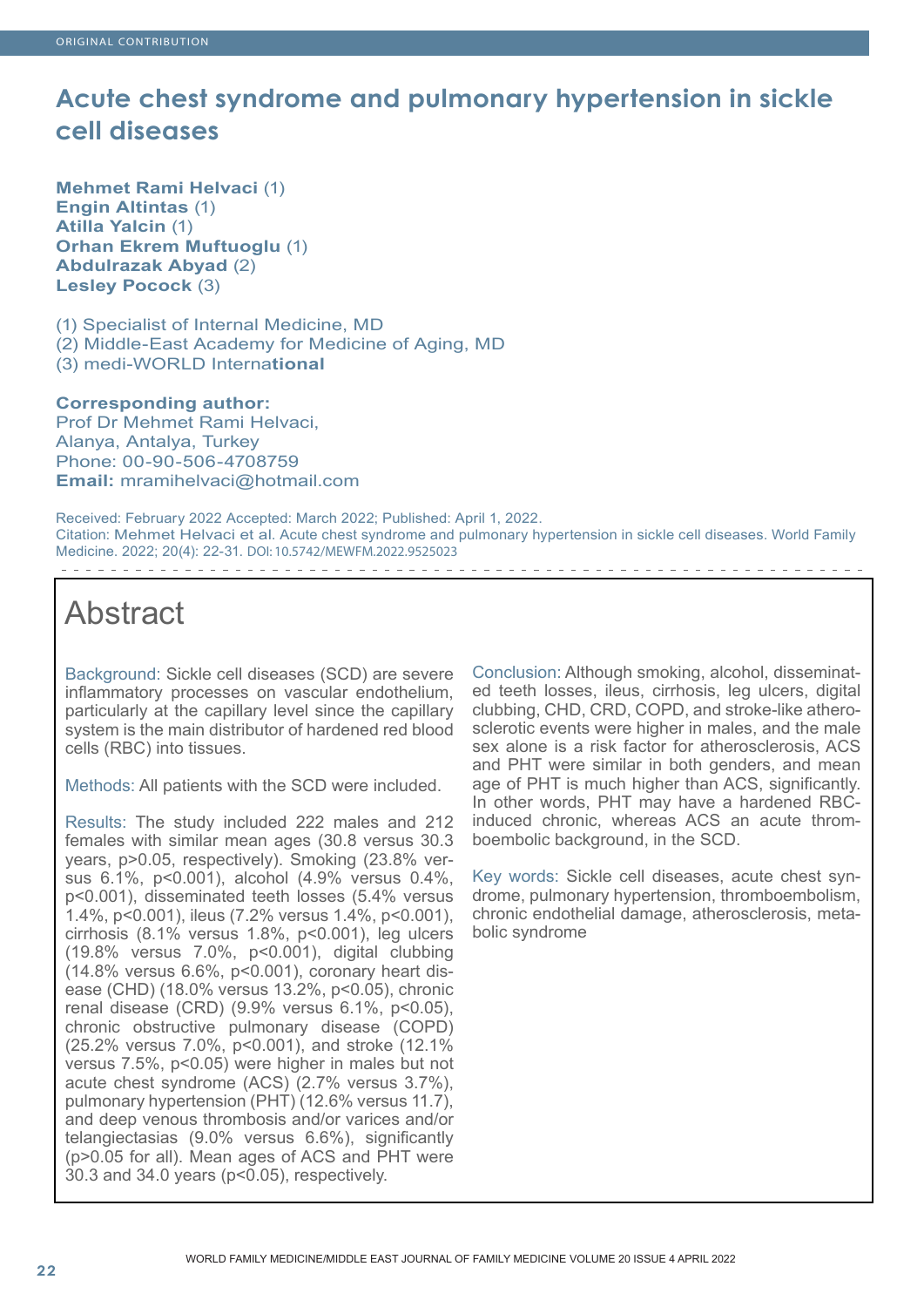ORIGINAL CONTRIBUTION

# Acute chest syndrome and pulmonary hypertension in sickle cell diseases

**Mehmet Rami Helvaci** (1)
**Engin Altintas** (1)
**Atilla Yalcin** (1)
**Orhan Ekrem Muftuoglu** (1)
**Abdulrazak Abyad** (2)
**Lesley Pocock** (3)

(1) Specialist of Internal Medicine, MD
(2) Middle-East Academy for Medicine of Aging, MD
(3) medi-WORLD International

**Corresponding author:**
Prof Dr Mehmet Rami Helvaci,
Alanya, Antalya, Turkey
Phone: 00-90-506-4708759
**Email:** mramihelvaci@hotmail.com

Received: February 2022 Accepted: March 2022; Published: April 1, 2022.
Citation: Mehmet Helvaci et al. Acute chest syndrome and pulmonary hypertension in sickle cell diseases. World Family Medicine. 2022; 20(4): 22-31. DOI: 10.5742/MEWFM.2022.9525023

## Abstract

Background: Sickle cell diseases (SCD) are severe inflammatory processes on vascular endothelium, particularly at the capillary level since the capillary system is the main distributor of hardened red blood cells (RBC) into tissues.

Methods: All patients with the SCD were included.

Results: The study included 222 males and 212 females with similar mean ages (30.8 versus 30.3 years, $p>0.05$, respectively). Smoking (23.8% versus 6.1%, $p<0.001$), alcohol (4.9% versus 0.4%, $p<0.001$), disseminated teeth losses (5.4% versus 1.4%, $p<0.001$), ileus (7.2% versus 1.4%, $p<0.001$), cirrhosis (8.1% versus 1.8%, $p<0.001$), leg ulcers (19.8% versus 7.0%, $p<0.001$), digital clubbing (14.8% versus 6.6%, $p<0.001$), coronary heart disease (CHD) (18.0% versus 13.2%, $p<0.05$), chronic renal disease (CRD) (9.9% versus 6.1%, $p<0.05$), chronic obstructive pulmonary disease (COPD) (25.2% versus 7.0%, $p<0.001$), and stroke (12.1% versus 7.5%, $p<0.05$) were higher in males but not acute chest syndrome (ACS) (2.7% versus 3.7%), pulmonary hypertension (PHT) (12.6% versus 11.7), and deep venous thrombosis and/or varices and/or telangiectasias (9.0% versus 6.6%), significantly ($p>0.05$ for all). Mean ages of ACS and PHT were 30.3 and 34.0 years ($p<0.05$), respectively.

Conclusion: Although smoking, alcohol, disseminated teeth losses, ileus, cirrhosis, leg ulcers, digital clubbing, CHD, CRD, COPD, and stroke-like atherosclerotic events were higher in males, and the male sex alone is a risk factor for atherosclerosis, ACS and PHT were similar in both genders, and mean age of PHT is much higher than ACS, significantly. In other words, PHT may have a hardened RBC-induced chronic, whereas ACS an acute thromboembolic background, in the SCD.

Key words: Sickle cell diseases, acute chest syndrome, pulmonary hypertension, thromboembolism, chronic endothelial damage, atherosclerosis, metabolic syndrome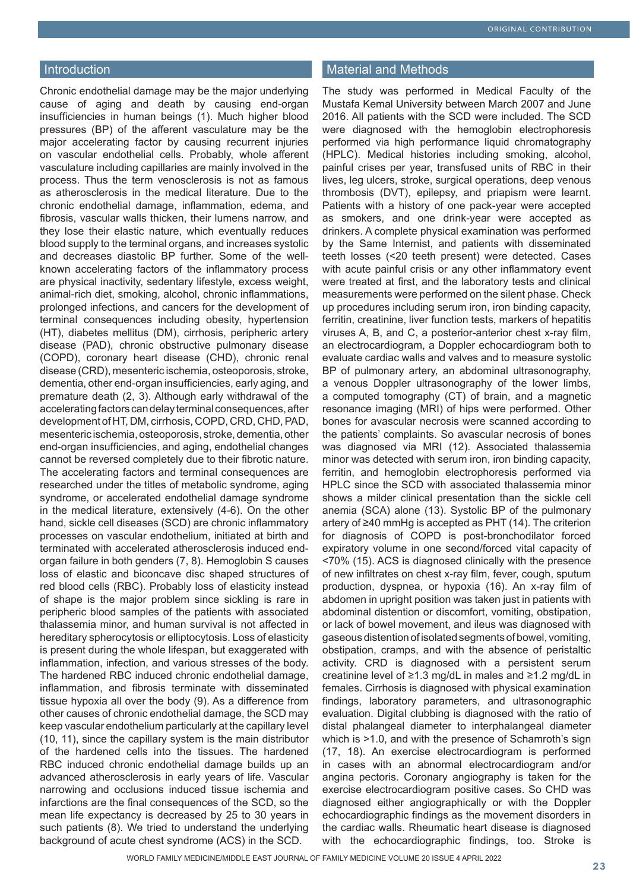## Introduction

Chronic endothelial damage may be the major underlying cause of aging and death by causing end-organ insufficiencies in human beings (1). Much higher blood pressures (BP) of the afferent vasculature may be the major accelerating factor by causing recurrent injuries on vascular endothelial cells. Probably, whole afferent vasculature including capillaries are mainly involved in the process. Thus the term venosclerosis is not as famous as atherosclerosis in the medical literature. Due to the chronic endothelial damage, inflammation, edema, and fibrosis, vascular walls thicken, their lumens narrow, and they lose their elastic nature, which eventually reduces blood supply to the terminal organs, and increases systolic and decreases diastolic BP further. Some of the well-known accelerating factors of the inflammatory process are physical inactivity, sedentary lifestyle, excess weight, animal-rich diet, smoking, alcohol, chronic inflammations, prolonged infections, and cancers for the development of terminal consequences including obesity, hypertension (HT), diabetes mellitus (DM), cirrhosis, peripheric artery disease (PAD), chronic obstructive pulmonary disease (COPD), coronary heart disease (CHD), chronic renal disease (CRD), mesenteric ischemia, osteoporosis, stroke, dementia, other end-organ insufficiencies, early aging, and premature death (2, 3). Although early withdrawal of the accelerating factors can delay terminal consequences, after development of HT, DM, cirrhosis, COPD, CRD, CHD, PAD, mesenteric ischemia, osteoporosis, stroke, dementia, other end-organ insufficiencies, and aging, endothelial changes cannot be reversed completely due to their fibrotic nature. The accelerating factors and terminal consequences are researched under the titles of metabolic syndrome, aging syndrome, or accelerated endothelial damage syndrome in the medical literature, extensively (4-6). On the other hand, sickle cell diseases (SCD) are chronic inflammatory processes on vascular endothelium, initiated at birth and terminated with accelerated atherosclerosis induced end-organ failure in both genders (7, 8). Hemoglobin S causes loss of elastic and biconcave disc shaped structures of red blood cells (RBC). Probably loss of elasticity instead of shape is the major problem since sickling is rare in peripheric blood samples of the patients with associated thalassemia minor, and human survival is not affected in hereditary spherocytosis or elliptocytosis. Loss of elasticity is present during the whole lifespan, but exaggerated with inflammation, infection, and various stresses of the body. The hardened RBC induced chronic endothelial damage, inflammation, and fibrosis terminate with disseminated tissue hypoxia all over the body (9). As a difference from other causes of chronic endothelial damage, the SCD may keep vascular endothelium particularly at the capillary level (10, 11), since the capillary system is the main distributor of the hardened cells into the tissues. The hardened RBC induced chronic endothelial damage builds up an advanced atherosclerosis in early years of life. Vascular narrowing and occlusions induced tissue ischemia and infarctions are the final consequences of the SCD, so the mean life expectancy is decreased by 25 to 30 years in such patients (8). We tried to understand the underlying background of acute chest syndrome (ACS) in the SCD.

## Material and Methods

The study was performed in Medical Faculty of the Mustafa Kemal University between March 2007 and June 2016. All patients with the SCD were included. The SCD were diagnosed with the hemoglobin electrophoresis performed via high performance liquid chromatography (HPLC). Medical histories including smoking, alcohol, painful crises per year, transfused units of RBC in their lives, leg ulcers, stroke, surgical operations, deep venous thrombosis (DVT), epilepsy, and priapism were learnt. Patients with a history of one pack-year were accepted as smokers, and one drink-year were accepted as drinkers. A complete physical examination was performed by the Same Internist, and patients with disseminated teeth losses (<20 teeth present) were detected. Cases with acute painful crisis or any other inflammatory event were treated at first, and the laboratory tests and clinical measurements were performed on the silent phase. Check up procedures including serum iron, iron binding capacity, ferritin, creatinine, liver function tests, markers of hepatitis viruses A, B, and C, a posterior-anterior chest x-ray film, an electrocardiogram, a Doppler echocardiogram both to evaluate cardiac walls and valves and to measure systolic BP of pulmonary artery, an abdominal ultrasonography, a venous Doppler ultrasonography of the lower limbs, a computed tomography (CT) of brain, and a magnetic resonance imaging (MRI) of hips were performed. Other bones for avascular necrosis were scanned according to the patients' complaints. So avascular necrosis of bones was diagnosed via MRI (12). Associated thalassemia minor was detected with serum iron, iron binding capacity, ferritin, and hemoglobin electrophoresis performed via HPLC since the SCD with associated thalassemia minor shows a milder clinical presentation than the sickle cell anemia (SCA) alone (13). Systolic BP of the pulmonary artery of ≥40 mmHg is accepted as PHT (14). The criterion for diagnosis of COPD is post-bronchodilator forced expiratory volume in one second/forced vital capacity of <70% (15). ACS is diagnosed clinically with the presence of new infiltrates on chest x-ray film, fever, cough, sputum production, dyspnea, or hypoxia (16). An x-ray film of abdomen in upright position was taken just in patients with abdominal distention or discomfort, vomiting, obstipation, or lack of bowel movement, and ileus was diagnosed with gaseous distention of isolated segments of bowel, vomiting, obstipation, cramps, and with the absence of peristaltic activity. CRD is diagnosed with a persistent serum creatinine level of ≥1.3 mg/dL in males and ≥1.2 mg/dL in females. Cirrhosis is diagnosed with physical examination findings, laboratory parameters, and ultrasonographic evaluation. Digital clubbing is diagnosed with the ratio of distal phalangeal diameter to interphalangeal diameter which is >1.0, and with the presence of Schamroth's sign (17, 18). An exercise electrocardiogram is performed in cases with an abnormal electrocardiogram and/or angina pectoris. Coronary angiography is taken for the exercise electrocardiogram positive cases. So CHD was diagnosed either angiographically or with the Doppler echocardiographic findings as the movement disorders in the cardiac walls. Rheumatic heart disease is diagnosed with the echocardiographic findings, too. Stroke is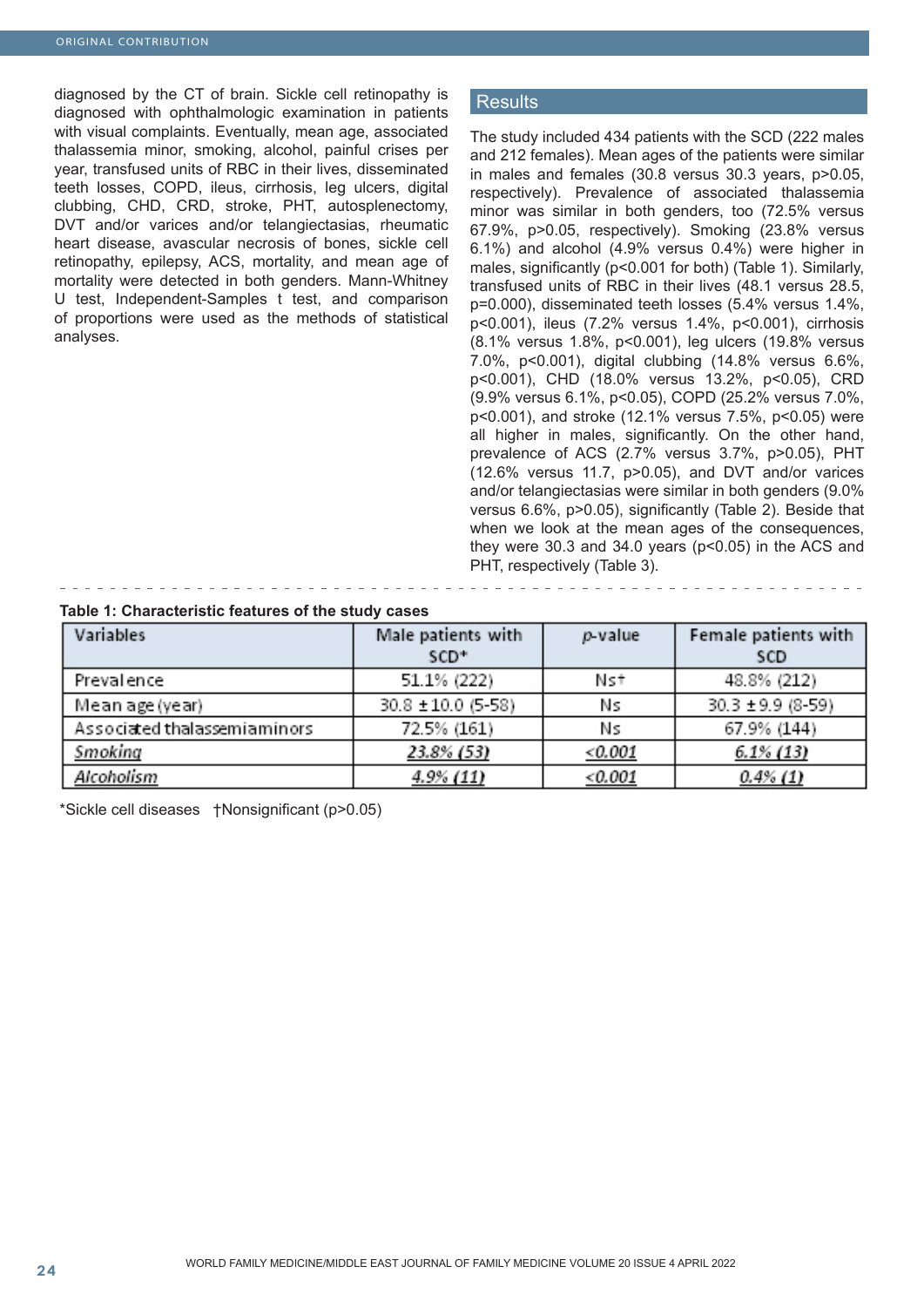diagnosed by the CT of brain. Sickle cell retinopathy is diagnosed with ophthalmologic examination in patients with visual complaints. Eventually, mean age, associated thalassemia minor, smoking, alcohol, painful crises per year, transfused units of RBC in their lives, disseminated teeth losses, COPD, ileus, cirrhosis, leg ulcers, digital clubbing, CHD, CRD, stroke, PHT, autosplenectomy, DVT and/or varices and/or telangiectasias, rheumatic heart disease, avascular necrosis of bones, sickle cell retinopathy, epilepsy, ACS, mortality, and mean age of mortality were detected in both genders. Mann-Whitney U test, Independent-Samples t test, and comparison of proportions were used as the methods of statistical analyses.

## Results

The study included 434 patients with the SCD (222 males and 212 females). Mean ages of the patients were similar in males and females (30.8 versus 30.3 years, $p>0.05$, respectively). Prevalence of associated thalassemia minor was similar in both genders, too (72.5% versus 67.9%, $p>0.05$, respectively). Smoking (23.8% versus 6.1%) and alcohol (4.9% versus 0.4%) were higher in males, significantly ($p<0.001$ for both) (Table 1). Similarly, transfused units of RBC in their lives (48.1 versus 28.5, $p=0.000$), disseminated teeth losses (5.4% versus 1.4%, $p<0.001$), ileus (7.2% versus 1.4%, $p<0.001$), cirrhosis (8.1% versus 1.8%, $p<0.001$), leg ulcers (19.8% versus 7.0%, $p<0.001$), digital clubbing (14.8% versus 6.6%, $p<0.001$), CHD (18.0% versus 13.2%, $p<0.05$), CRD (9.9% versus 6.1%, $p<0.05$), COPD (25.2% versus 7.0%, $p<0.001$), and stroke (12.1% versus 7.5%, $p<0.05$) were all higher in males, significantly. On the other hand, prevalence of ACS (2.7% versus 3.7%, $p>0.05$), PHT (12.6% versus 11.7, $p>0.05$), and DVT and/or varices and/or telangiectasias were similar in both genders (9.0% versus 6.6%, $p>0.05$), significantly (Table 2). Beside that when we look at the mean ages of the consequences, they were 30.3 and 34.0 years ($p<0.05$) in the ACS and PHT, respectively (Table 3).

**Table 1: Characteristic features of the study cases**

| Variables | Male patients with SCD* | p-value | Female patients with SCD |
|---|---|---|---|
| Prevalence | 51.1% (222) | Ns† | 48.8% (212) |
| Mean age (year) | 30.8 ±10.0 (5-58) | Ns | 30.3 ±9.9 (8-59) |
| Associated thalassemia minors | 72.5% (161) | Ns | 67.9% (144) |
| *Smoking* | *23.8% (53)* | *<0.001* | *6.1% (13)* |
| *Alcoholism* | *4.9% (11)* | *<0.001* | *0.4% (1)* |

*Sickle cell diseases †Nonsignificant (p>0.05)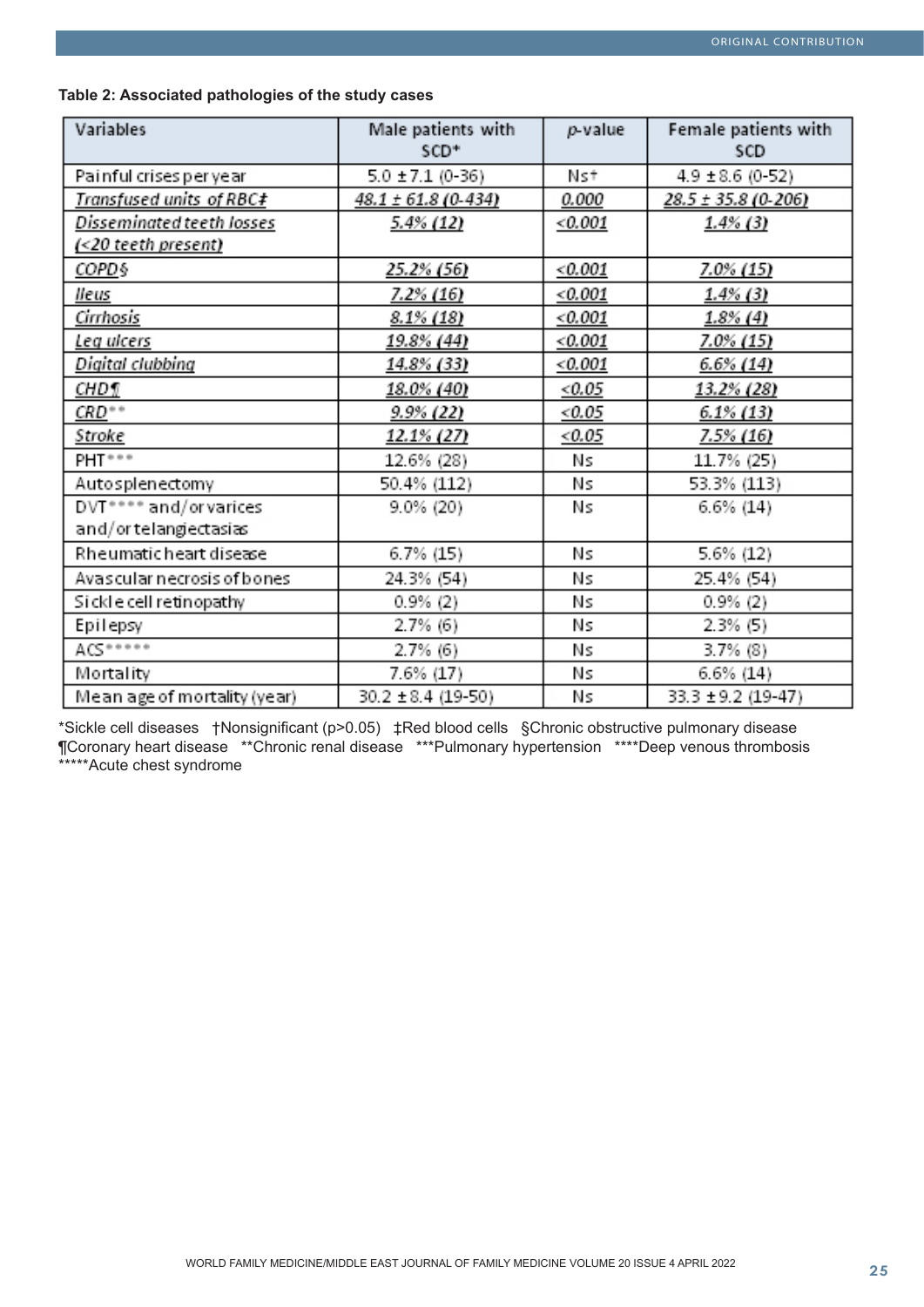**Table 2: Associated pathologies of the study cases**

| Variables | Male patients with SCD* | *p*-value | Female patients with SCD |
|---|---|---|---|
| Painful crises per year | 5.0 ±7.1 (0-36) | Ns† | 4.9 ±8.6 (0-52) |
| *Transfused units of RBC‡* | *48.1 ± 61.8 (0-434)* | *0.000* | *28.5 ± 35.8 (0-206)* |
| *Disseminated teeth losses (<20 teeth present)* | *5.4% (12)* | *<0.001* | *1.4% (3)* |
| *COPD§* | *25.2% (56)* | *<0.001* | *7.0% (15)* |
| *Ileus* | *7.2% (16)* | *<0.001* | *1.4% (3)* |
| *Cirrhosis* | *8.1% (18)* | *<0.001* | *1.8% (4)* |
| *Leg ulcers* | *19.8% (44)* | *<0.001* | *7.0% (15)* |
| *Digital clubbing* | *14.8% (33)* | *<0.001* | *6.6% (14)* |
| *CHD¶* | *18.0% (40)* | *<0.05* | *13.2% (28)* |
| *CRD*** | *9.9% (22)* | *<0.05* | *6.1% (13)* |
| *Stroke* | *12.1% (27)* | *<0.05* | *7.5% (16)* |
| PHT*** | 12.6% (28) | Ns | 11.7% (25) |
| Autosplenectomy | 50.4% (112) | Ns | 53.3% (113) |
| DVT**** and/or varices and/or telangiectasias | 9.0% (20) | Ns | 6.6% (14) |
| Rheumatic heart disease | 6.7% (15) | Ns | 5.6% (12) |
| Avascular necrosis of bones | 24.3% (54) | Ns | 25.4% (54) |
| Sickle cell retinopathy | 0.9% (2) | Ns | 0.9% (2) |
| Epilepsy | 2.7% (6) | Ns | 2.3% (5) |
| ACS***** | 2.7% (6) | Ns | 3.7% (8) |
| Mortality | 7.6% (17) | Ns | 6.6% (14) |
| Mean age of mortality (year) | 30.2 ±8.4 (19-50) | Ns | 33.3 ±9.2 (19-47) |

*Sickle cell diseases †Nonsignificant ($p>0.05$) ‡Red blood cells §Chronic obstructive pulmonary disease ¶Coronary heart disease **Chronic renal disease ***Pulmonary hypertension ****Deep venous thrombosis *****Acute chest syndrome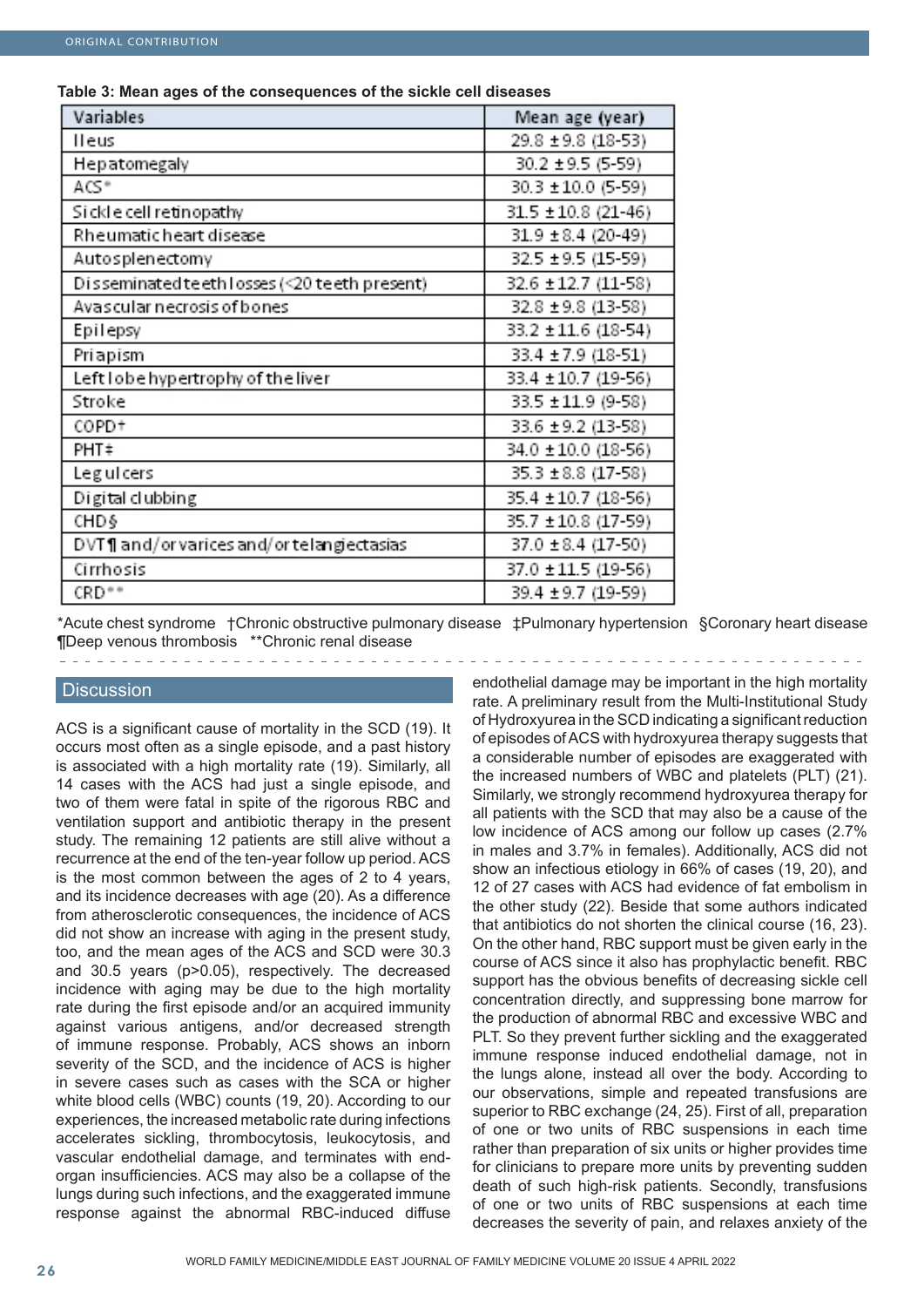**Table 3: Mean ages of the consequences of the sickle cell diseases**

| Variables | Mean age (year) |
|---|---|
| Ileus | 29.8 ± 9.8 (18-53) |
| Hepatomegaly | 30.2 ± 9.5 (5-59) |
| ACS* | 30.3 ± 10.0 (5-59) |
| Sickle cell retinopathy | 31.5 ± 10.8 (21-46) |
| Rheumatic heart disease | 31.9 ± 8.4 (20-49) |
| Autosplenectomy | 32.5 ± 9.5 (15-59) |
| Disseminated teeth losses (<20 teeth present) | 32.6 ± 12.7 (11-58) |
| Avascular necrosis of bones | 32.8 ± 9.8 (13-58) |
| Epilepsy | 33.2 ± 11.6 (18-54) |
| Priapism | 33.4 ± 7.9 (18-51) |
| Left lobe hypertrophy of the liver | 33.4 ± 10.7 (19-56) |
| Stroke | 33.5 ± 11.9 (9-58) |
| COPD† | 33.6 ± 9.2 (13-58) |
| PHT‡ | 34.0 ± 10.0 (18-56) |
| Leg ulcers | 35.3 ± 8.8 (17-58) |
| Digital clubbing | 35.4 ± 10.7 (18-56) |
| CHD§ | 35.7 ± 10.8 (17-59) |
| DVT¶ and/or varices and/or telangiectasias | 37.0 ± 8.4 (17-50) |
| Cirrhosis | 37.0 ± 11.5 (19-56) |
| CRD** | 39.4 ± 9.7 (19-59) |

*Acute chest syndrome †Chronic obstructive pulmonary disease ‡Pulmonary hypertension §Coronary heart disease ¶Deep venous thrombosis **Chronic renal disease

## Discussion

ACS is a significant cause of mortality in the SCD (19). It occurs most often as a single episode, and a past history is associated with a high mortality rate (19). Similarly, all 14 cases with the ACS had just a single episode, and two of them were fatal in spite of the rigorous RBC and ventilation support and antibiotic therapy in the present study. The remaining 12 patients are still alive without a recurrence at the end of the ten-year follow up period. ACS is the most common between the ages of 2 to 4 years, and its incidence decreases with age (20). As a difference from atherosclerotic consequences, the incidence of ACS did not show an increase with aging in the present study, too, and the mean ages of the ACS and SCD were 30.3 and 30.5 years ($p>0.05$), respectively. The decreased incidence with aging may be due to the high mortality rate during the first episode and/or an acquired immunity against various antigens, and/or decreased strength of immune response. Probably, ACS shows an inborn severity of the SCD, and the incidence of ACS is higher in severe cases such as cases with the SCA or higher white blood cells (WBC) counts (19, 20). According to our experiences, the increased metabolic rate during infections accelerates sickling, thrombocytosis, leukocytosis, and vascular endothelial damage, and terminates with end-organ insufficiencies. ACS may also be a collapse of the lungs during such infections, and the exaggerated immune response against the abnormal RBC-induced diffuse endothelial damage may be important in the high mortality rate. A preliminary result from the Multi-Institutional Study of Hydroxyurea in the SCD indicating a significant reduction of episodes of ACS with hydroxyurea therapy suggests that a considerable number of episodes are exaggerated with the increased numbers of WBC and platelets (PLT) (21). Similarly, we strongly recommend hydroxyurea therapy for all patients with the SCD that may also be a cause of the low incidence of ACS among our follow up cases (2.7% in males and 3.7% in females). Additionally, ACS did not show an infectious etiology in 66% of cases (19, 20), and 12 of 27 cases with ACS had evidence of fat embolism in the other study (22). Beside that some authors indicated that antibiotics do not shorten the clinical course (16, 23). On the other hand, RBC support must be given early in the course of ACS since it also has prophylactic benefit. RBC support has the obvious benefits of decreasing sickle cell concentration directly, and suppressing bone marrow for the production of abnormal RBC and excessive WBC and PLT. So they prevent further sickling and the exaggerated immune response induced endothelial damage, not in the lungs alone, instead all over the body. According to our observations, simple and repeated transfusions are superior to RBC exchange (24, 25). First of all, preparation of one or two units of RBC suspensions in each time rather than preparation of six units or higher provides time for clinicians to prepare more units by preventing sudden death of such high-risk patients. Secondly, transfusions of one or two units of RBC suspensions at each time decreases the severity of pain, and relaxes anxiety of the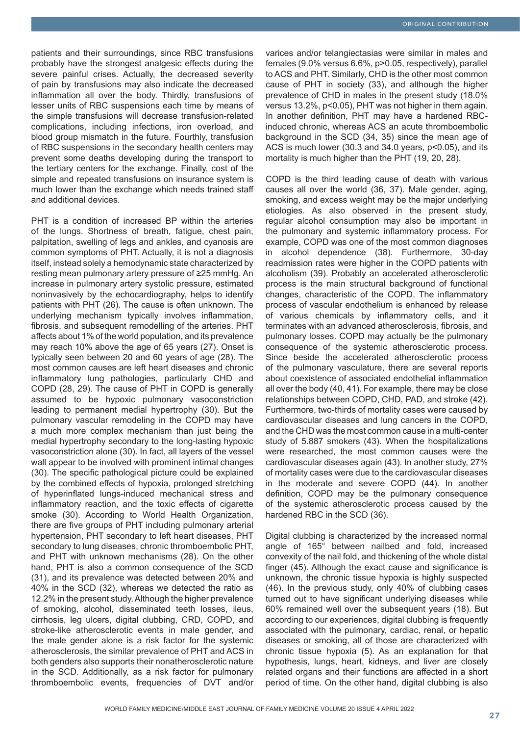patients and their surroundings, since RBC transfusions probably have the strongest analgesic effects during the severe painful crises. Actually, the decreased severity of pain by transfusions may also indicate the decreased inflammation all over the body. Thirdly, transfusions of lesser units of RBC suspensions each time by means of the simple transfusions will decrease transfusion-related complications, including infections, iron overload, and blood group mismatch in the future. Fourthly, transfusion of RBC suspensions in the secondary health centers may prevent some deaths developing during the transport to the tertiary centers for the exchange. Finally, cost of the simple and repeated transfusions on insurance system is much lower than the exchange which needs trained staff and additional devices.

PHT is a condition of increased BP within the arteries of the lungs. Shortness of breath, fatigue, chest pain, palpitation, swelling of legs and ankles, and cyanosis are common symptoms of PHT. Actually, it is not a diagnosis itself, instead solely a hemodynamic state characterized by resting mean pulmonary artery pressure of ≥25 mmHg. An increase in pulmonary artery systolic pressure, estimated noninvasively by the echocardiography, helps to identify patients with PHT (26). The cause is often unknown. The underlying mechanism typically involves inflammation, fibrosis, and subsequent remodelling of the arteries. PHT affects about 1% of the world population, and its prevalence may reach 10% above the age of 65 years (27). Onset is typically seen between 20 and 60 years of age (28). The most common causes are left heart diseases and chronic inflammatory lung pathologies, particularly CHD and COPD (28, 29). The cause of PHT in COPD is generally assumed to be hypoxic pulmonary vasoconstriction leading to permanent medial hypertrophy (30). But the pulmonary vascular remodeling in the COPD may have a much more complex mechanism than just being the medial hypertrophy secondary to the long-lasting hypoxic vasoconstriction alone (30). In fact, all layers of the vessel wall appear to be involved with prominent intimal changes (30). The specific pathological picture could be explained by the combined effects of hypoxia, prolonged stretching of hyperinflated lungs-induced mechanical stress and inflammatory reaction, and the toxic effects of cigarette smoke (30). According to World Health Organization, there are five groups of PHT including pulmonary arterial hypertension, PHT secondary to left heart diseases, PHT secondary to lung diseases, chronic thromboembolic PHT, and PHT with unknown mechanisms (28). On the other hand, PHT is also a common consequence of the SCD (31), and its prevalence was detected between 20% and 40% in the SCD (32), whereas we detected the ratio as 12.2% in the present study. Although the higher prevalence of smoking, alcohol, disseminated teeth losses, ileus, cirrhosis, leg ulcers, digital clubbing, CRD, COPD, and stroke-like atherosclerotic events in male gender, and the male gender alone is a risk factor for the systemic atherosclerosis, the similar prevalence of PHT and ACS in both genders also supports their nonatherosclerotic nature in the SCD. Additionally, as a risk factor for pulmonary thromboembolic events, frequencies of DVT and/or varices and/or telangiectasias were similar in males and females (9.0% versus 6.6%, $p>0.05$, respectively), parallel to ACS and PHT. Similarly, CHD is the other most common cause of PHT in society (33), and although the higher prevalence of CHD in males in the present study (18.0% versus 13.2%, $p<0.05$), PHT was not higher in them again. In another definition, PHT may have a hardened RBC-induced chronic, whereas ACS an acute thromboembolic background in the SCD (34, 35) since the mean age of ACS is much lower (30.3 and 34.0 years, $p<0.05$), and its mortality is much higher than the PHT (19, 20, 28).

COPD is the third leading cause of death with various causes all over the world (36, 37). Male gender, aging, smoking, and excess weight may be the major underlying etiologies. As also observed in the present study, regular alcohol consumption may also be important in the pulmonary and systemic inflammatory process. For example, COPD was one of the most common diagnoses in alcohol dependence (38). Furthermore, 30-day readmission rates were higher in the COPD patients with alcoholism (39). Probably an accelerated atherosclerotic process is the main structural background of functional changes, characteristic of the COPD. The inflammatory process of vascular endothelium is enhanced by release of various chemicals by inflammatory cells, and it terminates with an advanced atherosclerosis, fibrosis, and pulmonary losses. COPD may actually be the pulmonary consequence of the systemic atherosclerotic process. Since beside the accelerated atherosclerotic process of the pulmonary vasculature, there are several reports about coexistence of associated endothelial inflammation all over the body (40, 41). For example, there may be close relationships between COPD, CHD, PAD, and stroke (42). Furthermore, two-thirds of mortality cases were caused by cardiovascular diseases and lung cancers in the COPD, and the CHD was the most common cause in a multi-center study of 5.887 smokers (43). When the hospitalizations were researched, the most common causes were the cardiovascular diseases again (43). In another study, 27% of mortality cases were due to the cardiovascular diseases in the moderate and severe COPD (44). In another definition, COPD may be the pulmonary consequence of the systemic atherosclerotic process caused by the hardened RBC in the SCD (36).

Digital clubbing is characterized by the increased normal angle of 165° between nailbed and fold, increased convexity of the nail fold, and thickening of the whole distal finger (45). Although the exact cause and significance is unknown, the chronic tissue hypoxia is highly suspected (46). In the previous study, only 40% of clubbing cases turned out to have significant underlying diseases while 60% remained well over the subsequent years (18). But according to our experiences, digital clubbing is frequently associated with the pulmonary, cardiac, renal, or hepatic diseases or smoking, all of those are characterized with chronic tissue hypoxia (5). As an explanation for that hypothesis, lungs, heart, kidneys, and liver are closely related organs and their functions are affected in a short period of time. On the other hand, digital clubbing is also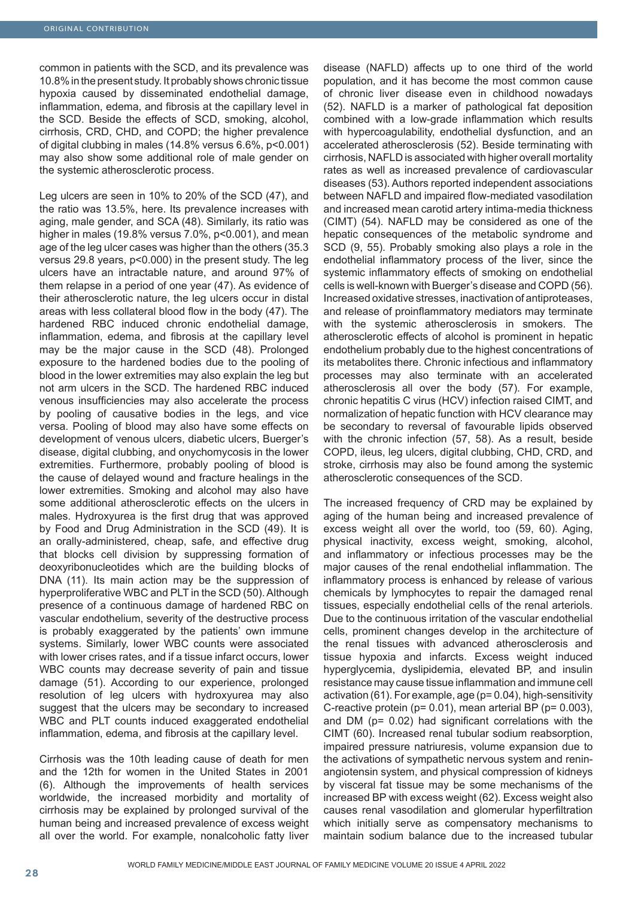common in patients with the SCD, and its prevalence was 10.8% in the present study. It probably shows chronic tissue hypoxia caused by disseminated endothelial damage, inflammation, edema, and fibrosis at the capillary level in the SCD. Beside the effects of SCD, smoking, alcohol, cirrhosis, CRD, CHD, and COPD; the higher prevalence of digital clubbing in males (14.8% versus 6.6%, $p<0.001$) may also show some additional role of male gender on the systemic atherosclerotic process.

Leg ulcers are seen in 10% to 20% of the SCD (47), and the ratio was 13.5%, here. Its prevalence increases with aging, male gender, and SCA (48). Similarly, its ratio was higher in males (19.8% versus 7.0%, $p<0.001$), and mean age of the leg ulcer cases was higher than the others (35.3 versus 29.8 years, $p<0.000$) in the present study. The leg ulcers have an intractable nature, and around 97% of them relapse in a period of one year (47). As evidence of their atherosclerotic nature, the leg ulcers occur in distal areas with less collateral blood flow in the body (47). The hardened RBC induced chronic endothelial damage, inflammation, edema, and fibrosis at the capillary level may be the major cause in the SCD (48). Prolonged exposure to the hardened bodies due to the pooling of blood in the lower extremities may also explain the leg but not arm ulcers in the SCD. The hardened RBC induced venous insufficiencies may also accelerate the process by pooling of causative bodies in the legs, and vice versa. Pooling of blood may also have some effects on development of venous ulcers, diabetic ulcers, Buerger's disease, digital clubbing, and onychomycosis in the lower extremities. Furthermore, probably pooling of blood is the cause of delayed wound and fracture healings in the lower extremities. Smoking and alcohol may also have some additional atherosclerotic effects on the ulcers in males. Hydroxyurea is the first drug that was approved by Food and Drug Administration in the SCD (49). It is an orally-administered, cheap, safe, and effective drug that blocks cell division by suppressing formation of deoxyribonucleotides which are the building blocks of DNA (11). Its main action may be the suppression of hyperproliferative WBC and PLT in the SCD (50). Although presence of a continuous damage of hardened RBC on vascular endothelium, severity of the destructive process is probably exaggerated by the patients' own immune systems. Similarly, lower WBC counts were associated with lower crises rates, and if a tissue infarct occurs, lower WBC counts may decrease severity of pain and tissue damage (51). According to our experience, prolonged resolution of leg ulcers with hydroxyurea may also suggest that the ulcers may be secondary to increased WBC and PLT counts induced exaggerated endothelial inflammation, edema, and fibrosis at the capillary level.

Cirrhosis was the 10th leading cause of death for men and the 12th for women in the United States in 2001 (6). Although the improvements of health services worldwide, the increased morbidity and mortality of cirrhosis may be explained by prolonged survival of the human being and increased prevalence of excess weight all over the world. For example, nonalcoholic fatty liver disease (NAFLD) affects up to one third of the world population, and it has become the most common cause of chronic liver disease even in childhood nowadays (52). NAFLD is a marker of pathological fat deposition combined with a low-grade inflammation which results with hypercoagulability, endothelial dysfunction, and an accelerated atherosclerosis (52). Beside terminating with cirrhosis, NAFLD is associated with higher overall mortality rates as well as increased prevalence of cardiovascular diseases (53). Authors reported independent associations between NAFLD and impaired flow-mediated vasodilation and increased mean carotid artery intima-media thickness (CIMT) (54). NAFLD may be considered as one of the hepatic consequences of the metabolic syndrome and SCD (9, 55). Probably smoking also plays a role in the endothelial inflammatory process of the liver, since the systemic inflammatory effects of smoking on endothelial cells is well-known with Buerger's disease and COPD (56). Increased oxidative stresses, inactivation of antiproteases, and release of proinflammatory mediators may terminate with the systemic atherosclerosis in smokers. The atherosclerotic effects of alcohol is prominent in hepatic endothelium probably due to the highest concentrations of its metabolites there. Chronic infectious and inflammatory processes may also terminate with an accelerated atherosclerosis all over the body (57). For example, chronic hepatitis C virus (HCV) infection raised CIMT, and normalization of hepatic function with HCV clearance may be secondary to reversal of favourable lipids observed with the chronic infection (57, 58). As a result, beside COPD, ileus, leg ulcers, digital clubbing, CHD, CRD, and stroke, cirrhosis may also be found among the systemic atherosclerotic consequences of the SCD.

The increased frequency of CRD may be explained by aging of the human being and increased prevalence of excess weight all over the world, too (59, 60). Aging, physical inactivity, excess weight, smoking, alcohol, and inflammatory or infectious processes may be the major causes of the renal endothelial inflammation. The inflammatory process is enhanced by release of various chemicals by lymphocytes to repair the damaged renal tissues, especially endothelial cells of the renal arterioles. Due to the continuous irritation of the vascular endothelial cells, prominent changes develop in the architecture of the renal tissues with advanced atherosclerosis and tissue hypoxia and infarcts. Excess weight induced hyperglycemia, dyslipidemia, elevated BP, and insulin resistance may cause tissue inflammation and immune cell activation (61). For example, age ($p= 0.04$), high-sensitivity C-reactive protein ($p= 0.01$), mean arterial BP ($p= 0.003$), and DM ($p= 0.02$) had significant correlations with the CIMT (60). Increased renal tubular sodium reabsorption, impaired pressure natriuresis, volume expansion due to the activations of sympathetic nervous system and renin-angiotensin system, and physical compression of kidneys by visceral fat tissue may be some mechanisms of the increased BP with excess weight (62). Excess weight also causes renal vasodilation and glomerular hyperfiltration which initially serve as compensatory mechanisms to maintain sodium balance due to the increased tubular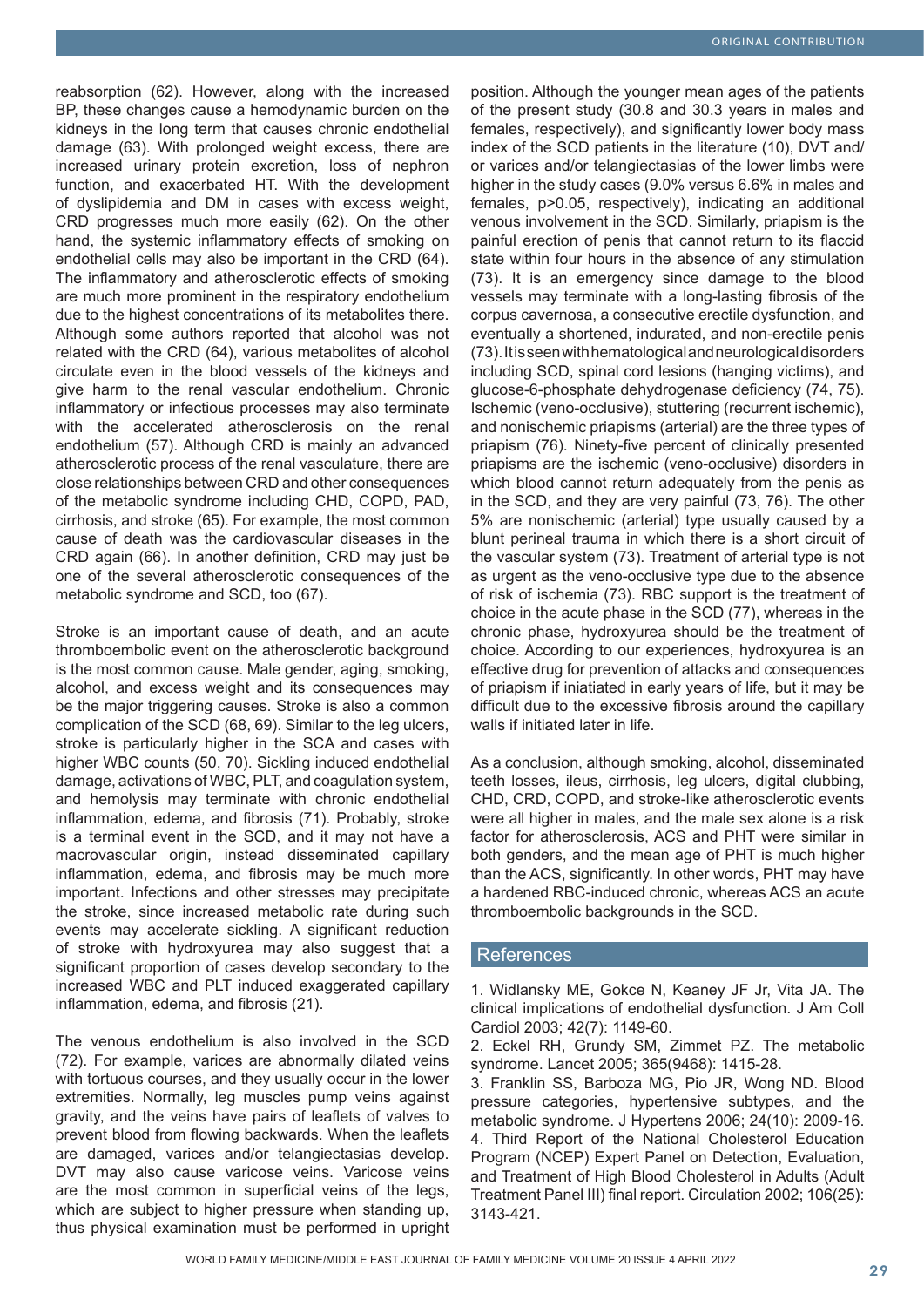reabsorption (62). However, along with the increased BP, these changes cause a hemodynamic burden on the kidneys in the long term that causes chronic endothelial damage (63). With prolonged weight excess, there are increased urinary protein excretion, loss of nephron function, and exacerbated HT. With the development of dyslipidemia and DM in cases with excess weight, CRD progresses much more easily (62). On the other hand, the systemic inflammatory effects of smoking on endothelial cells may also be important in the CRD (64). The inflammatory and atherosclerotic effects of smoking are much more prominent in the respiratory endothelium due to the highest concentrations of its metabolites there. Although some authors reported that alcohol was not related with the CRD (64), various metabolites of alcohol circulate even in the blood vessels of the kidneys and give harm to the renal vascular endothelium. Chronic inflammatory or infectious processes may also terminate with the accelerated atherosclerosis on the renal endothelium (57). Although CRD is mainly an advanced atherosclerotic process of the renal vasculature, there are close relationships between CRD and other consequences of the metabolic syndrome including CHD, COPD, PAD, cirrhosis, and stroke (65). For example, the most common cause of death was the cardiovascular diseases in the CRD again (66). In another definition, CRD may just be one of the several atherosclerotic consequences of the metabolic syndrome and SCD, too (67).

Stroke is an important cause of death, and an acute thromboembolic event on the atherosclerotic background is the most common cause. Male gender, aging, smoking, alcohol, and excess weight and its consequences may be the major triggering causes. Stroke is also a common complication of the SCD (68, 69). Similar to the leg ulcers, stroke is particularly higher in the SCA and cases with higher WBC counts (50, 70). Sickling induced endothelial damage, activations of WBC, PLT, and coagulation system, and hemolysis may terminate with chronic endothelial inflammation, edema, and fibrosis (71). Probably, stroke is a terminal event in the SCD, and it may not have a macrovascular origin, instead disseminated capillary inflammation, edema, and fibrosis may be much more important. Infections and other stresses may precipitate the stroke, since increased metabolic rate during such events may accelerate sickling. A significant reduction of stroke with hydroxyurea may also suggest that a significant proportion of cases develop secondary to the increased WBC and PLT induced exaggerated capillary inflammation, edema, and fibrosis (21).

The venous endothelium is also involved in the SCD (72). For example, varices are abnormally dilated veins with tortuous courses, and they usually occur in the lower extremities. Normally, leg muscles pump veins against gravity, and the veins have pairs of leaflets of valves to prevent blood from flowing backwards. When the leaflets are damaged, varices and/or telangiectasias develop. DVT may also cause varicose veins. Varicose veins are the most common in superficial veins of the legs, which are subject to higher pressure when standing up, thus physical examination must be performed in upright position. Although the younger mean ages of the patients of the present study (30.8 and 30.3 years in males and females, respectively), and significantly lower body mass index of the SCD patients in the literature (10), DVT and/or varices and/or telangiectasias of the lower limbs were higher in the study cases (9.0% versus 6.6% in males and females, p>0.05, respectively), indicating an additional venous involvement in the SCD. Similarly, priapism is the painful erection of penis that cannot return to its flaccid state within four hours in the absence of any stimulation (73). It is an emergency since damage to the blood vessels may terminate with a long-lasting fibrosis of the corpus cavernosa, a consecutive erectile dysfunction, and eventually a shortened, indurated, and non-erectile penis (73). It is seen with hematological and neurological disorders including SCD, spinal cord lesions (hanging victims), and glucose-6-phosphate dehydrogenase deficiency (74, 75). Ischemic (veno-occlusive), stuttering (recurrent ischemic), and nonischemic priapisms (arterial) are the three types of priapism (76). Ninety-five percent of clinically presented priapisms are the ischemic (veno-occlusive) disorders in which blood cannot return adequately from the penis as in the SCD, and they are very painful (73, 76). The other 5% are nonischemic (arterial) type usually caused by a blunt perineal trauma in which there is a short circuit of the vascular system (73). Treatment of arterial type is not as urgent as the veno-occlusive type due to the absence of risk of ischemia (73). RBC support is the treatment of choice in the acute phase in the SCD (77), whereas in the chronic phase, hydroxyurea should be the treatment of choice. According to our experiences, hydroxyurea is an effective drug for prevention of attacks and consequences of priapism if iniatiated in early years of life, but it may be difficult due to the excessive fibrosis around the capillary walls if initiated later in life.

As a conclusion, although smoking, alcohol, disseminated teeth losses, ileus, cirrhosis, leg ulcers, digital clubbing, CHD, CRD, COPD, and stroke-like atherosclerotic events were all higher in males, and the male sex alone is a risk factor for atherosclerosis, ACS and PHT were similar in both genders, and the mean age of PHT is much higher than the ACS, significantly. In other words, PHT may have a hardened RBC-induced chronic, whereas ACS an acute thromboembolic backgrounds in the SCD.

## References

1. Widlansky ME, Gokce N, Keaney JF Jr, Vita JA. The clinical implications of endothelial dysfunction. J Am Coll Cardiol 2003; 42(7): 1149-60.
2. Eckel RH, Grundy SM, Zimmet PZ. The metabolic syndrome. Lancet 2005; 365(9468): 1415-28.
3. Franklin SS, Barboza MG, Pio JR, Wong ND. Blood pressure categories, hypertensive subtypes, and the metabolic syndrome. J Hypertens 2006; 24(10): 2009-16.
4. Third Report of the National Cholesterol Education Program (NCEP) Expert Panel on Detection, Evaluation, and Treatment of High Blood Cholesterol in Adults (Adult Treatment Panel III) final report. Circulation 2002; 106(25): 3143-421.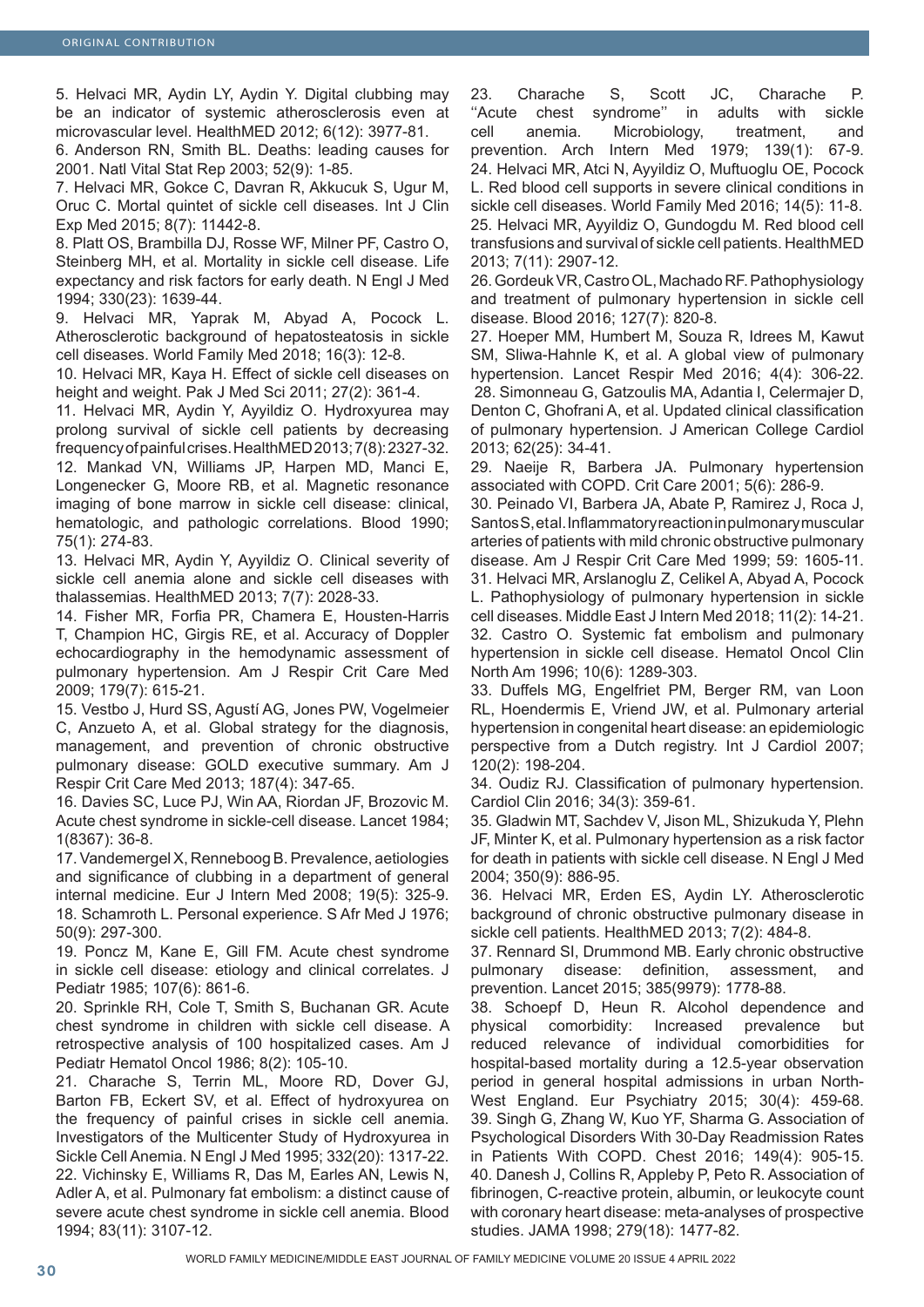5. Helvaci MR, Aydin LY, Aydin Y. Digital clubbing may be an indicator of systemic atherosclerosis even at microvascular level. HealthMED 2012; 6(12): 3977-81.

6. Anderson RN, Smith BL. Deaths: leading causes for 2001. Natl Vital Stat Rep 2003; 52(9): 1-85.

7. Helvaci MR, Gokce C, Davran R, Akkucuk S, Ugur M, Oruc C. Mortal quintet of sickle cell diseases. Int J Clin Exp Med 2015; 8(7): 11442-8.

8. Platt OS, Brambilla DJ, Rosse WF, Milner PF, Castro O, Steinberg MH, et al. Mortality in sickle cell disease. Life expectancy and risk factors for early death. N Engl J Med 1994; 330(23): 1639-44.

9. Helvaci MR, Yaprak M, Abyad A, Pocock L. Atherosclerotic background of hepatosteatosis in sickle cell diseases. World Family Med 2018; 16(3): 12-8.

10. Helvaci MR, Kaya H. Effect of sickle cell diseases on height and weight. Pak J Med Sci 2011; 27(2): 361-4.

11. Helvaci MR, Aydin Y, Ayyildiz O. Hydroxyurea may prolong survival of sickle cell patients by decreasing frequency of painful crises. HealthMED 2013; 7(8): 2327-32.

12. Mankad VN, Williams JP, Harpen MD, Manci E, Longenecker G, Moore RB, et al. Magnetic resonance imaging of bone marrow in sickle cell disease: clinical, hematologic, and pathologic correlations. Blood 1990; 75(1): 274-83.

13. Helvaci MR, Aydin Y, Ayyildiz O. Clinical severity of sickle cell anemia alone and sickle cell diseases with thalassemias. HealthMED 2013; 7(7): 2028-33.

14. Fisher MR, Forfia PR, Chamera E, Housten-Harris T, Champion HC, Girgis RE, et al. Accuracy of Doppler echocardiography in the hemodynamic assessment of pulmonary hypertension. Am J Respir Crit Care Med 2009; 179(7): 615-21.

15. Vestbo J, Hurd SS, Agustí AG, Jones PW, Vogelmeier C, Anzueto A, et al. Global strategy for the diagnosis, management, and prevention of chronic obstructive pulmonary disease: GOLD executive summary. Am J Respir Crit Care Med 2013; 187(4): 347-65.

16. Davies SC, Luce PJ, Win AA, Riordan JF, Brozovic M. Acute chest syndrome in sickle-cell disease. Lancet 1984; 1(8367): 36-8.

17. Vandemergel X, Renneboog B. Prevalence, aetiologies and significance of clubbing in a department of general internal medicine. Eur J Intern Med 2008; 19(5): 325-9.

18. Schamroth L. Personal experience. S Afr Med J 1976; 50(9): 297-300.

19. Poncz M, Kane E, Gill FM. Acute chest syndrome in sickle cell disease: etiology and clinical correlates. J Pediatr 1985; 107(6): 861-6.

20. Sprinkle RH, Cole T, Smith S, Buchanan GR. Acute chest syndrome in children with sickle cell disease. A retrospective analysis of 100 hospitalized cases. Am J Pediatr Hematol Oncol 1986; 8(2): 105-10.

21. Charache S, Terrin ML, Moore RD, Dover GJ, Barton FB, Eckert SV, et al. Effect of hydroxyurea on the frequency of painful crises in sickle cell anemia. Investigators of the Multicenter Study of Hydroxyurea in Sickle Cell Anemia. N Engl J Med 1995; 332(20): 1317-22.

22. Vichinsky E, Williams R, Das M, Earles AN, Lewis N, Adler A, et al. Pulmonary fat embolism: a distinct cause of severe acute chest syndrome in sickle cell anemia. Blood 1994; 83(11): 3107-12.

23. Charache S, Scott JC, Charache P. ''Acute chest syndrome'' in adults with sickle cell anemia. Microbiology, treatment, and prevention. Arch Intern Med 1979; 139(1): 67-9.

24. Helvaci MR, Atci N, Ayyildiz O, Muftuoglu OE, Pocock L. Red blood cell supports in severe clinical conditions in sickle cell diseases. World Family Med 2016; 14(5): 11-8.

25. Helvaci MR, Ayyildiz O, Gundogdu M. Red blood cell transfusions and survival of sickle cell patients. HealthMED 2013; 7(11): 2907-12.

26. Gordeuk VR, Castro OL, Machado RF. Pathophysiology and treatment of pulmonary hypertension in sickle cell disease. Blood 2016; 127(7): 820-8.

27. Hoeper MM, Humbert M, Souza R, Idrees M, Kawut SM, Sliwa-Hahnle K, et al. A global view of pulmonary hypertension. Lancet Respir Med 2016; 4(4): 306-22.

28. Simonneau G, Gatzoulis MA, Adantia I, Celermajer D, Denton C, Ghofrani A, et al. Updated clinical classification of pulmonary hypertension. J American College Cardiol 2013; 62(25): 34-41.

29. Naeije R, Barbera JA. Pulmonary hypertension associated with COPD. Crit Care 2001; 5(6): 286-9.

30. Peinado VI, Barbera JA, Abate P, Ramirez J, Roca J, Santos S, et al. Inflammatory reaction in pulmonary muscular arteries of patients with mild chronic obstructive pulmonary disease. Am J Respir Crit Care Med 1999; 59: 1605-11.

31. Helvaci MR, Arslanoglu Z, Celikel A, Abyad A, Pocock L. Pathophysiology of pulmonary hypertension in sickle cell diseases. Middle East J Intern Med 2018; 11(2): 14-21.

32. Castro O. Systemic fat embolism and pulmonary hypertension in sickle cell disease. Hematol Oncol Clin North Am 1996; 10(6): 1289-303.

33. Duffels MG, Engelfriet PM, Berger RM, van Loon RL, Hoendermis E, Vriend JW, et al. Pulmonary arterial hypertension in congenital heart disease: an epidemiologic perspective from a Dutch registry. Int J Cardiol 2007; 120(2): 198-204.

34. Oudiz RJ. Classification of pulmonary hypertension. Cardiol Clin 2016; 34(3): 359-61.

35. Gladwin MT, Sachdev V, Jison ML, Shizukuda Y, Plehn JF, Minter K, et al. Pulmonary hypertension as a risk factor for death in patients with sickle cell disease. N Engl J Med 2004; 350(9): 886-95.

36. Helvaci MR, Erden ES, Aydin LY. Atherosclerotic background of chronic obstructive pulmonary disease in sickle cell patients. HealthMED 2013; 7(2): 484-8.

37. Rennard SI, Drummond MB. Early chronic obstructive pulmonary disease: definition, assessment, and prevention. Lancet 2015; 385(9979): 1778-88.

38. Schoepf D, Heun R. Alcohol dependence and physical comorbidity: Increased prevalence but reduced relevance of individual comorbidities for hospital-based mortality during a 12.5-year observation period in general hospital admissions in urban North-West England. Eur Psychiatry 2015; 30(4): 459-68.

39. Singh G, Zhang W, Kuo YF, Sharma G. Association of Psychological Disorders With 30-Day Readmission Rates in Patients With COPD. Chest 2016; 149(4): 905-15.

40. Danesh J, Collins R, Appleby P, Peto R. Association of fibrinogen, C-reactive protein, albumin, or leukocyte count with coronary heart disease: meta-analyses of prospective studies. JAMA 1998; 279(18): 1477-82.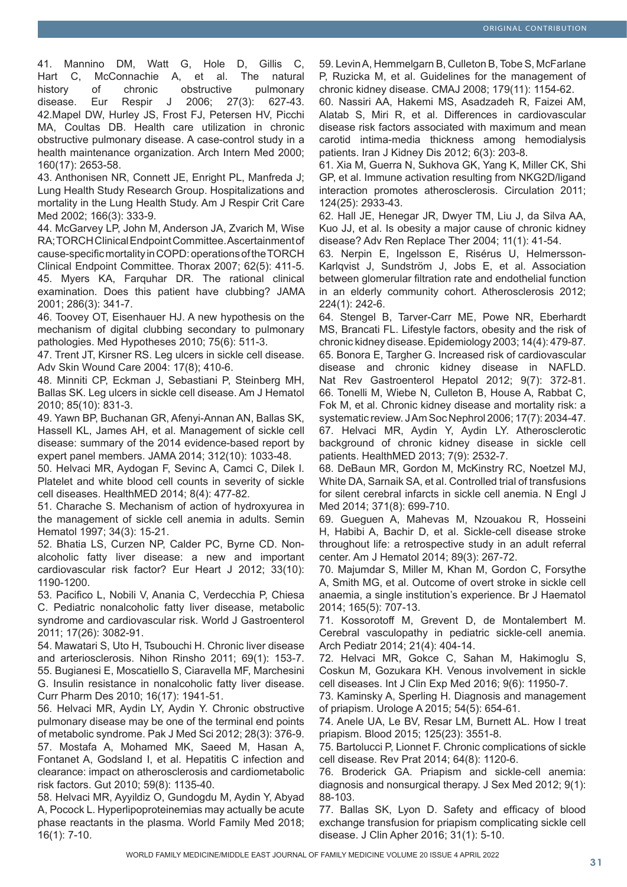41. Mannino DM, Watt G, Hole D, Gillis C, Hart C, McConnachie A, et al. The natural history of chronic obstructive pulmonary disease. Eur Respir J 2006; 27(3): 627-43.

42.Mapel DW, Hurley JS, Frost FJ, Petersen HV, Picchi MA, Coultas DB. Health care utilization in chronic obstructive pulmonary disease. A case-control study in a health maintenance organization. Arch Intern Med 2000; 160(17): 2653-58.

43. Anthonisen NR, Connett JE, Enright PL, Manfreda J; Lung Health Study Research Group. Hospitalizations and mortality in the Lung Health Study. Am J Respir Crit Care Med 2002; 166(3): 333-9.

44. McGarvey LP, John M, Anderson JA, Zvarich M, Wise RA; TORCH Clinical Endpoint Committee. Ascertainment of cause-specific mortality in COPD: operations of the TORCH Clinical Endpoint Committee. Thorax 2007; 62(5): 411-5.

45. Myers KA, Farquhar DR. The rational clinical examination. Does this patient have clubbing? JAMA 2001; 286(3): 341-7.

46. Toovey OT, Eisenhauer HJ. A new hypothesis on the mechanism of digital clubbing secondary to pulmonary pathologies. Med Hypotheses 2010; 75(6): 511-3.

47. Trent JT, Kirsner RS. Leg ulcers in sickle cell disease. Adv Skin Wound Care 2004: 17(8); 410-6.

48. Minniti CP, Eckman J, Sebastiani P, Steinberg MH, Ballas SK. Leg ulcers in sickle cell disease. Am J Hematol 2010; 85(10): 831-3.

49. Yawn BP, Buchanan GR, Afenyi-Annan AN, Ballas SK, Hassell KL, James AH, et al. Management of sickle cell disease: summary of the 2014 evidence-based report by expert panel members. JAMA 2014; 312(10): 1033-48.

50. Helvaci MR, Aydogan F, Sevinc A, Camci C, Dilek I. Platelet and white blood cell counts in severity of sickle cell diseases. HealthMED 2014; 8(4): 477-82.

51. Charache S. Mechanism of action of hydroxyurea in the management of sickle cell anemia in adults. Semin Hematol 1997; 34(3): 15-21.

52. Bhatia LS, Curzen NP, Calder PC, Byrne CD. Non-alcoholic fatty liver disease: a new and important cardiovascular risk factor? Eur Heart J 2012; 33(10): 1190-1200.

53. Pacifico L, Nobili V, Anania C, Verdecchia P, Chiesa C. Pediatric nonalcoholic fatty liver disease, metabolic syndrome and cardiovascular risk. World J Gastroenterol 2011; 17(26): 3082-91.

54. Mawatari S, Uto H, Tsubouchi H. Chronic liver disease and arteriosclerosis. Nihon Rinsho 2011; 69(1): 153-7.

55. Bugianesi E, Moscatiello S, Ciaravella MF, Marchesini G. Insulin resistance in nonalcoholic fatty liver disease. Curr Pharm Des 2010; 16(17): 1941-51.

56. Helvaci MR, Aydin LY, Aydin Y. Chronic obstructive pulmonary disease may be one of the terminal end points of metabolic syndrome. Pak J Med Sci 2012; 28(3): 376-9.

57. Mostafa A, Mohamed MK, Saeed M, Hasan A, Fontanet A, Godsland I, et al. Hepatitis C infection and clearance: impact on atherosclerosis and cardiometabolic risk factors. Gut 2010; 59(8): 1135-40.

58. Helvaci MR, Ayyildiz O, Gundogdu M, Aydin Y, Abyad A, Pocock L. Hyperlipoproteinemias may actually be acute phase reactants in the plasma. World Family Med 2018; 16(1): 7-10.

59. Levin A, Hemmelgarn B, Culleton B, Tobe S, McFarlane P, Ruzicka M, et al. Guidelines for the management of chronic kidney disease. CMAJ 2008; 179(11): 1154-62.

60. Nassiri AA, Hakemi MS, Asadzadeh R, Faizei AM, Alatab S, Miri R, et al. Differences in cardiovascular disease risk factors associated with maximum and mean carotid intima-media thickness among hemodialysis patients. Iran J Kidney Dis 2012; 6(3): 203-8.

61. Xia M, Guerra N, Sukhova GK, Yang K, Miller CK, Shi GP, et al. Immune activation resulting from NKG2D/ligand interaction promotes atherosclerosis. Circulation 2011; 124(25): 2933-43.

62. Hall JE, Henegar JR, Dwyer TM, Liu J, da Silva AA, Kuo JJ, et al. Is obesity a major cause of chronic kidney disease? Adv Ren Replace Ther 2004; 11(1): 41-54.

63. Nerpin E, Ingelsson E, Risérus U, Helmersson-Karlqvist J, Sundström J, Jobs E, et al. Association between glomerular filtration rate and endothelial function in an elderly community cohort. Atherosclerosis 2012; 224(1): 242-6.

64. Stengel B, Tarver-Carr ME, Powe NR, Eberhardt MS, Brancati FL. Lifestyle factors, obesity and the risk of chronic kidney disease. Epidemiology 2003; 14(4): 479-87.

65. Bonora E, Targher G. Increased risk of cardiovascular disease and chronic kidney disease in NAFLD. Nat Rev Gastroenterol Hepatol 2012; 9(7): 372-81.

66. Tonelli M, Wiebe N, Culleton B, House A, Rabbat C, Fok M, et al. Chronic kidney disease and mortality risk: a systematic review. J Am Soc Nephrol 2006; 17(7): 2034-47.

67. Helvaci MR, Aydin Y, Aydin LY. Atherosclerotic background of chronic kidney disease in sickle cell patients. HealthMED 2013; 7(9): 2532-7.

68. DeBaun MR, Gordon M, McKinstry RC, Noetzel MJ, White DA, Sarnaik SA, et al. Controlled trial of transfusions for silent cerebral infarcts in sickle cell anemia. N Engl J Med 2014; 371(8): 699-710.

69. Gueguen A, Mahevas M, Nzouakou R, Hosseini H, Habibi A, Bachir D, et al. Sickle-cell disease stroke throughout life: a retrospective study in an adult referral center. Am J Hematol 2014; 89(3): 267-72.

70. Majumdar S, Miller M, Khan M, Gordon C, Forsythe A, Smith MG, et al. Outcome of overt stroke in sickle cell anaemia, a single institution's experience. Br J Haematol 2014; 165(5): 707-13.

71. Kossorotoff M, Grevent D, de Montalembert M. Cerebral vasculopathy in pediatric sickle-cell anemia. Arch Pediatr 2014; 21(4): 404-14.

72. Helvaci MR, Gokce C, Sahan M, Hakimoglu S, Coskun M, Gozukara KH. Venous involvement in sickle cell diseases. Int J Clin Exp Med 2016; 9(6): 11950-7.

73. Kaminsky A, Sperling H. Diagnosis and management of priapism. Urologe A 2015; 54(5): 654-61.

74. Anele UA, Le BV, Resar LM, Burnett AL. How I treat priapism. Blood 2015; 125(23): 3551-8.

75. Bartolucci P, Lionnet F. Chronic complications of sickle cell disease. Rev Prat 2014; 64(8): 1120-6.

76. Broderick GA. Priapism and sickle-cell anemia: diagnosis and nonsurgical therapy. J Sex Med 2012; 9(1): 88-103.

77. Ballas SK, Lyon D. Safety and efficacy of blood exchange transfusion for priapism complicating sickle cell disease. J Clin Apher 2016; 31(1): 5-10.